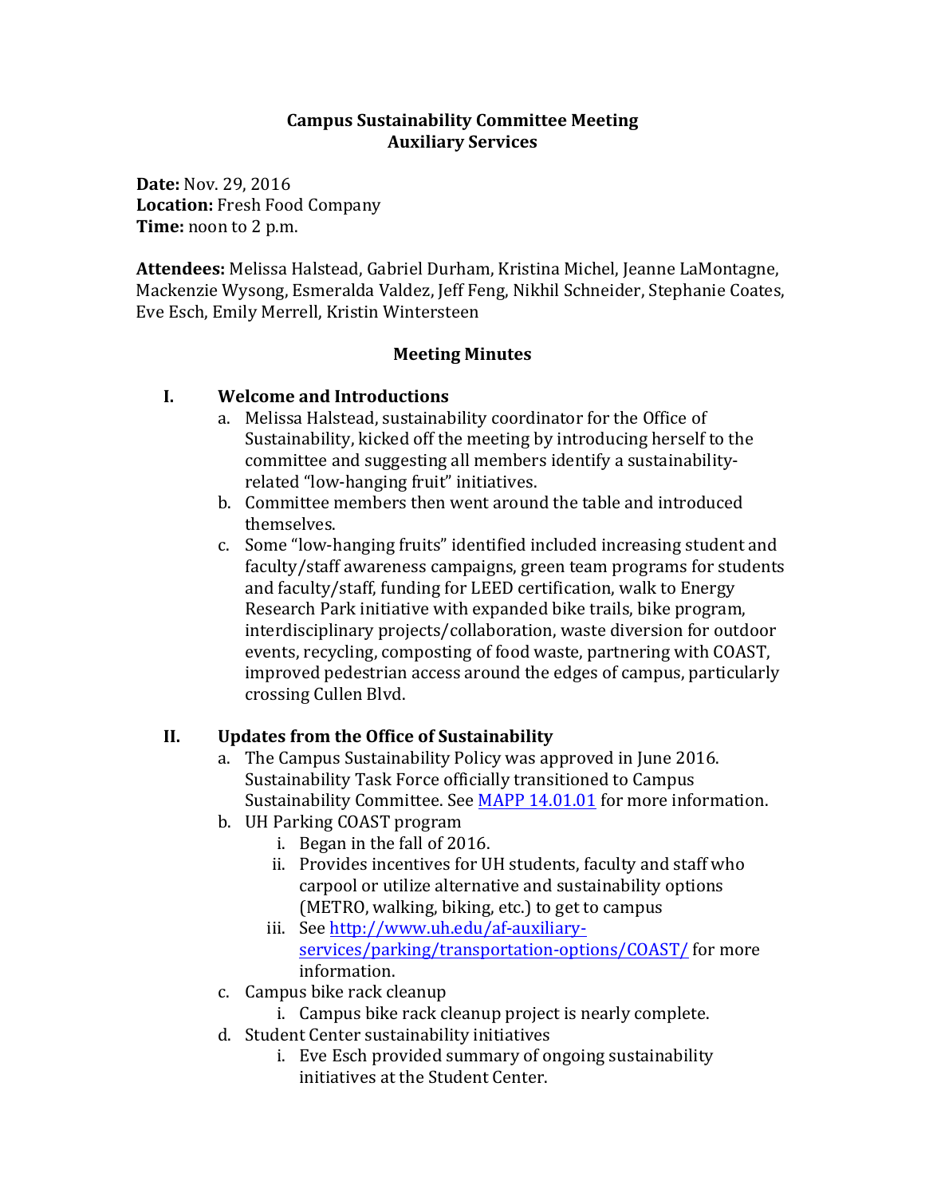**Campus Sustainability Committee Meeting**
**Auxiliary Services**

**Date:** Nov. 29, 2016
**Location:** Fresh Food Company
**Time:** noon to 2 p.m.

**Attendees:** Melissa Halstead, Gabriel Durham, Kristina Michel, Jeanne LaMontagne, Mackenzie Wysong, Esmeralda Valdez, Jeff Feng, Nikhil Schneider, Stephanie Coates, Eve Esch, Emily Merrell, Kristin Wintersteen

## Meeting Minutes

### I. Welcome and Introductions

a. Melissa Halstead, sustainability coordinator for the Office of Sustainability, kicked off the meeting by introducing herself to the committee and suggesting all members identify a sustainability-related "low-hanging fruit" initiatives.

b. Committee members then went around the table and introduced themselves.

c. Some "low-hanging fruits" identified included increasing student and faculty/staff awareness campaigns, green team programs for students and faculty/staff, funding for LEED certification, walk to Energy Research Park initiative with expanded bike trails, bike program, interdisciplinary projects/collaboration, waste diversion for outdoor events, recycling, composting of food waste, partnering with COAST, improved pedestrian access around the edges of campus, particularly crossing Cullen Blvd.

### II. Updates from the Office of Sustainability

a. The Campus Sustainability Policy was approved in June 2016. Sustainability Task Force officially transitioned to Campus Sustainability Committee. See [MAPP 14.01.01]() for more information.

b. UH Parking COAST program
   - i. Began in the fall of 2016.
   - ii. Provides incentives for UH students, faculty and staff who carpool or utilize alternative and sustainability options (METRO, walking, biking, etc.) to get to campus
   - iii. See [http://www.uh.edu/af-auxiliary-services/parking/transportation-options/COAST/](http://www.uh.edu/af-auxiliary-services/parking/transportation-options/COAST/) for more information.

c. Campus bike rack cleanup
   - i. Campus bike rack cleanup project is nearly complete.

d. Student Center sustainability initiatives
   - i. Eve Esch provided summary of ongoing sustainability initiatives at the Student Center.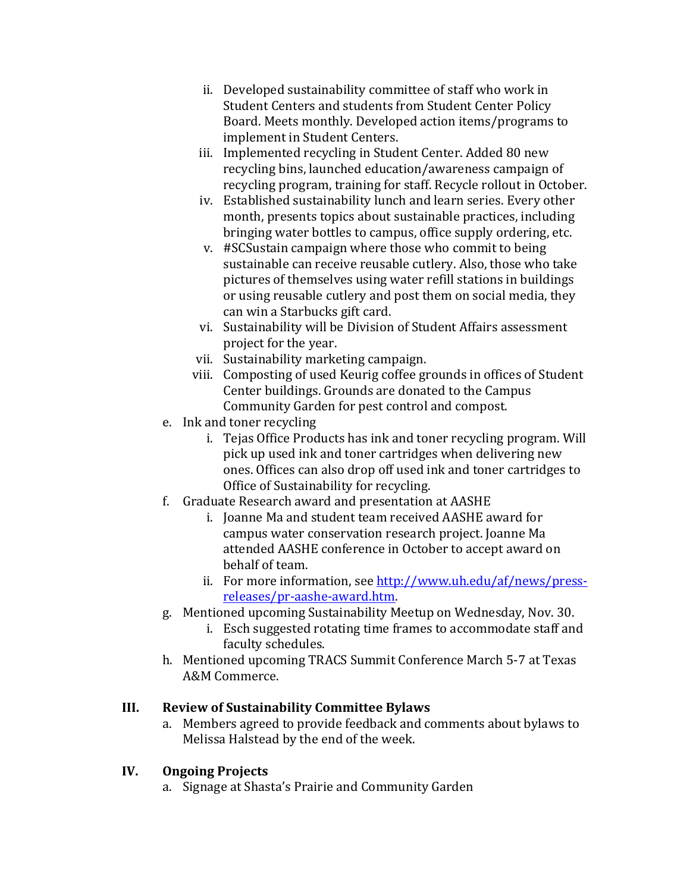ii. Developed sustainability committee of staff who work in Student Centers and students from Student Center Policy Board. Meets monthly. Developed action items/programs to implement in Student Centers.
   iii. Implemented recycling in Student Center. Added 80 new recycling bins, launched education/awareness campaign of recycling program, training for staff. Recycle rollout in October.
   iv. Established sustainability lunch and learn series. Every other month, presents topics about sustainable practices, including bringing water bottles to campus, office supply ordering, etc.
   v. #SCSustain campaign where those who commit to being sustainable can receive reusable cutlery. Also, those who take pictures of themselves using water refill stations in buildings or using reusable cutlery and post them on social media, they can win a Starbucks gift card.
   vi. Sustainability will be Division of Student Affairs assessment project for the year.
   vii. Sustainability marketing campaign.
   viii. Composting of used Keurig coffee grounds in offices of Student Center buildings. Grounds are donated to the Campus Community Garden for pest control and compost.

e. Ink and toner recycling
   i. Tejas Office Products has ink and toner recycling program. Will pick up used ink and toner cartridges when delivering new ones. Offices can also drop off used ink and toner cartridges to Office of Sustainability for recycling.

f. Graduate Research award and presentation at AASHE
   i. Joanne Ma and student team received AASHE award for campus water conservation research project. Joanne Ma attended AASHE conference in October to accept award on behalf of team.
   ii. For more information, see [http://www.uh.edu/af/news/press-releases/pr-aashe-award.htm](http://www.uh.edu/af/news/press-releases/pr-aashe-award.htm).

g. Mentioned upcoming Sustainability Meetup on Wednesday, Nov. 30.
   i. Esch suggested rotating time frames to accommodate staff and faculty schedules.

h. Mentioned upcoming TRACS Summit Conference March 5-7 at Texas A&M Commerce.

## III. Review of Sustainability Committee Bylaws

a. Members agreed to provide feedback and comments about bylaws to Melissa Halstead by the end of the week.

## IV. Ongoing Projects

a. Signage at Shasta's Prairie and Community Garden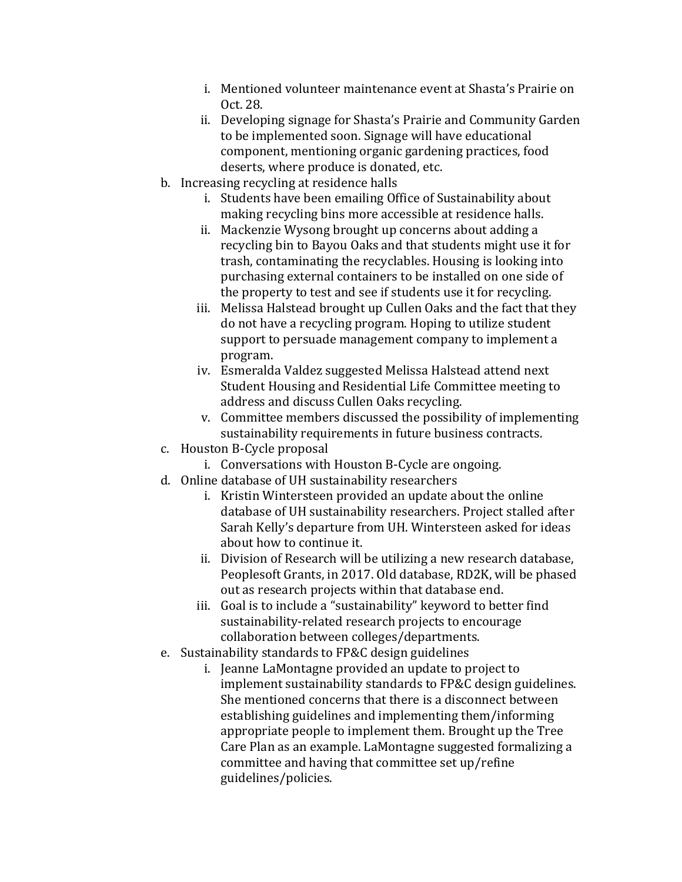i. Mentioned volunteer maintenance event at Shasta's Prairie on Oct. 28.
    ii. Developing signage for Shasta's Prairie and Community Garden to be implemented soon. Signage will have educational component, mentioning organic gardening practices, food deserts, where produce is donated, etc.

b. Increasing recycling at residence halls
    i. Students have been emailing Office of Sustainability about making recycling bins more accessible at residence halls.
    ii. Mackenzie Wysong brought up concerns about adding a recycling bin to Bayou Oaks and that students might use it for trash, contaminating the recyclables. Housing is looking into purchasing external containers to be installed on one side of the property to test and see if students use it for recycling.
    iii. Melissa Halstead brought up Cullen Oaks and the fact that they do not have a recycling program. Hoping to utilize student support to persuade management company to implement a program.
    iv. Esmeralda Valdez suggested Melissa Halstead attend next Student Housing and Residential Life Committee meeting to address and discuss Cullen Oaks recycling.
    v. Committee members discussed the possibility of implementing sustainability requirements in future business contracts.

c. Houston B-Cycle proposal
    i. Conversations with Houston B-Cycle are ongoing.

d. Online database of UH sustainability researchers
    i. Kristin Wintersteen provided an update about the online database of UH sustainability researchers. Project stalled after Sarah Kelly's departure from UH. Wintersteen asked for ideas about how to continue it.
    ii. Division of Research will be utilizing a new research database, Peoplesoft Grants, in 2017. Old database, RD2K, will be phased out as research projects within that database end.
    iii. Goal is to include a "sustainability" keyword to better find sustainability-related research projects to encourage collaboration between colleges/departments.

e. Sustainability standards to FP&C design guidelines
    i. Jeanne LaMontagne provided an update to project to implement sustainability standards to FP&C design guidelines. She mentioned concerns that there is a disconnect between establishing guidelines and implementing them/informing appropriate people to implement them. Brought up the Tree Care Plan as an example. LaMontagne suggested formalizing a committee and having that committee set up/refine guidelines/policies.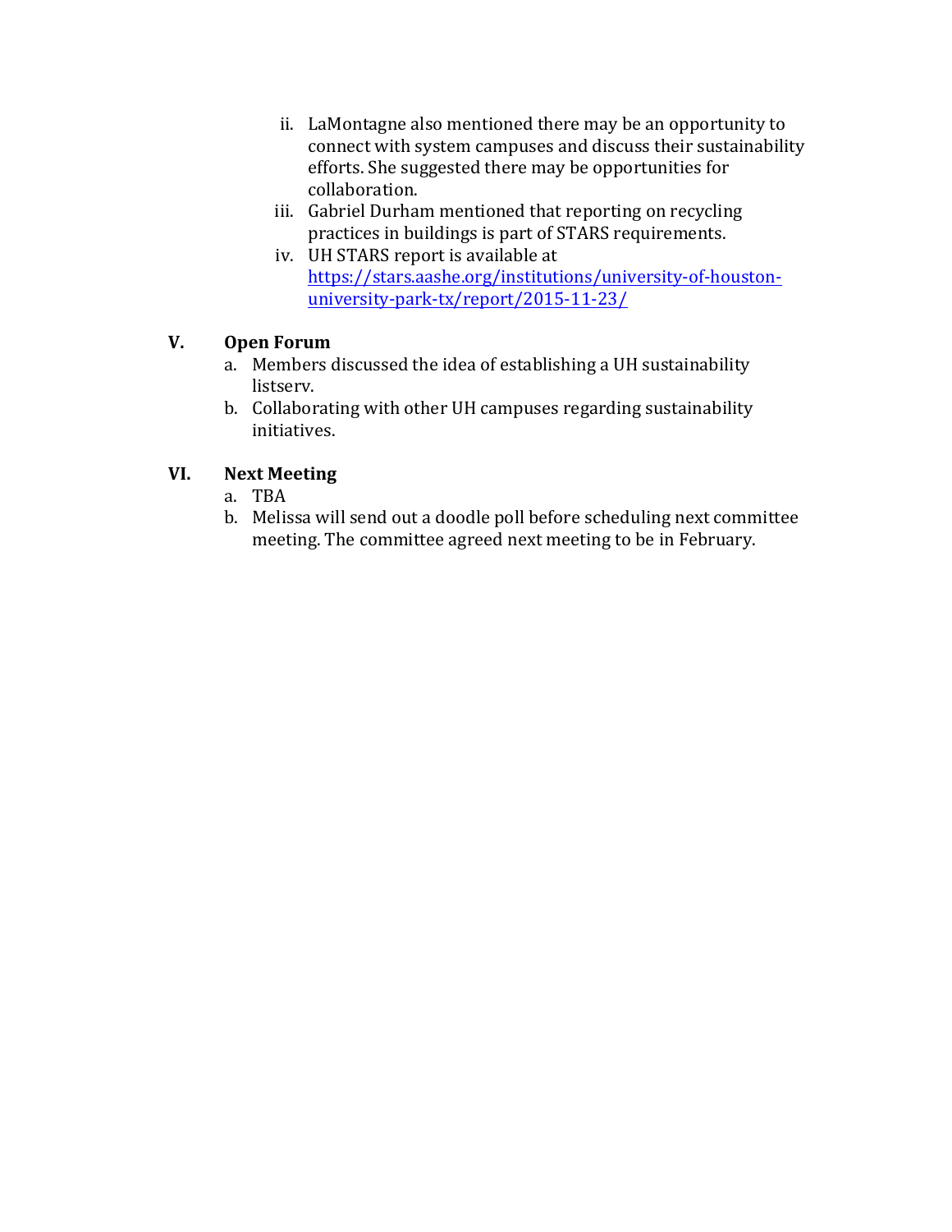ii. LaMontagne also mentioned there may be an opportunity to connect with system campuses and discuss their sustainability efforts. She suggested there may be opportunities for collaboration.

iii. Gabriel Durham mentioned that reporting on recycling practices in buildings is part of STARS requirements.

iv. UH STARS report is available at [https://stars.aashe.org/institutions/university-of-houston-university-park-tx/report/2015-11-23/](https://stars.aashe.org/institutions/university-of-houston-university-park-tx/report/2015-11-23/)

## V. Open Forum

a. Members discussed the idea of establishing a UH sustainability listserv.

b. Collaborating with other UH campuses regarding sustainability initiatives.

## VI. Next Meeting

a. TBA

b. Melissa will send out a doodle poll before scheduling next committee meeting. The committee agreed next meeting to be in February.